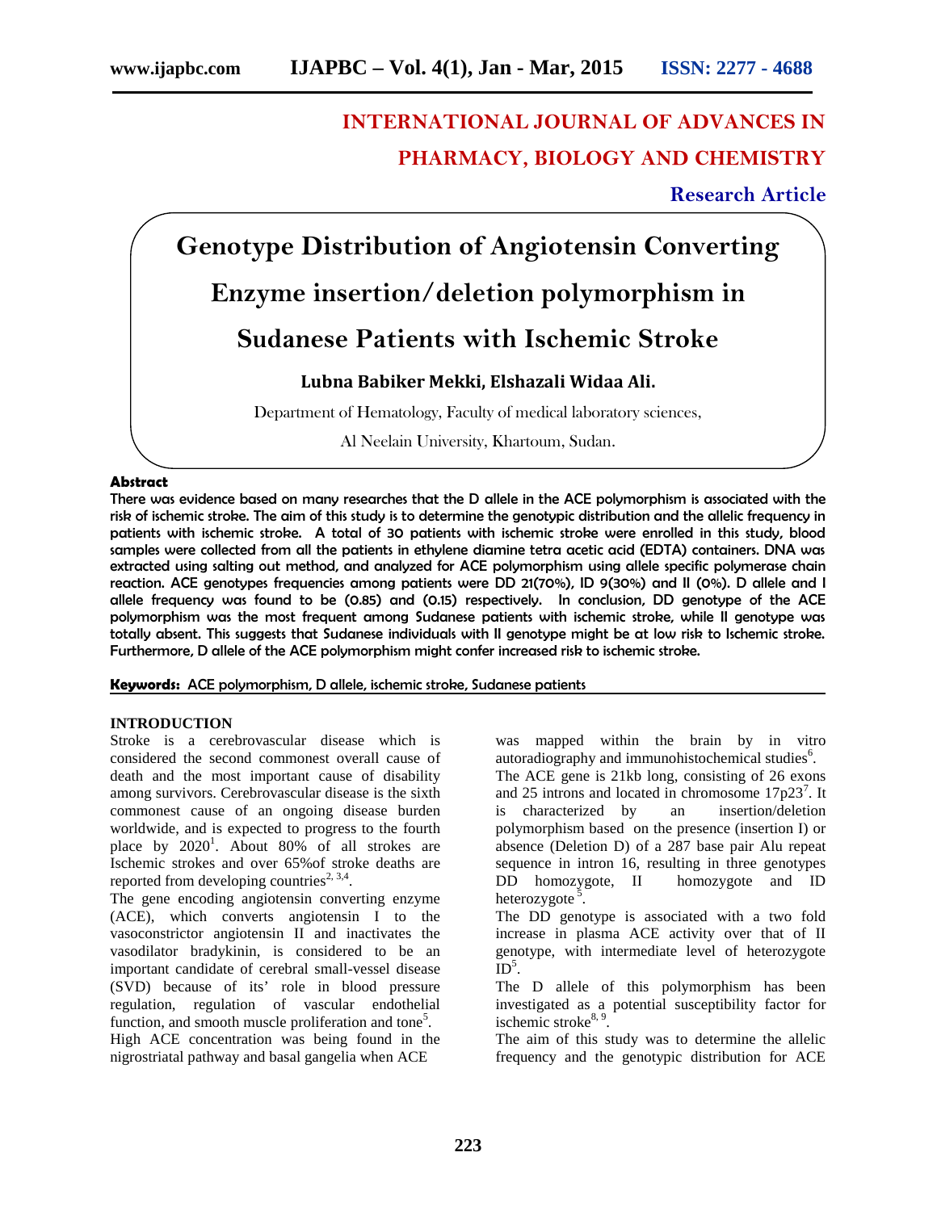**INTERNATIONAL JOURNAL OF ADVANCES IN PHARMACY, BIOLOGY AND CHEMISTRY**

**Research Article**

# Genotype Distribution of Angiotensin Converting Enzyme insertion/deletion polymorphism in Sudanese Patients with Ischemic Stroke

**Lubna Babiker Mekki, Elshazali Widaa Ali.**

Department of Hematology, Faculty of medical laboratory sciences,

Al Neelain University, Khartoum, Sudan.

**Abstract**

**There was evidence based on many researches that the D allele in the ACE polymorphism is associated with the risk of ischemic stroke. The aim of this study is to determine the genotypic distribution and the allelic frequency in patients with ischemic stroke. A total of 30 patients with ischemic stroke were enrolled in this study, blood samples were collected from all the patients in ethylene diamine tetra acetic acid (EDTA) containers. DNA was extracted using salting out method, and analyzed for ACE polymorphism using allele specific polymerase chain reaction. ACE genotypes frequencies among patients were DD 21(70%), ID 9(30%) and II (0%). D allele and I allele frequency was found to be (0.85) and (0.15) respectively. In conclusion, DD genotype of the ACE polymorphism was the most frequent among Sudanese patients with ischemic stroke, while II genotype was totally absent. This suggests that Sudanese individuals with II genotype might be at low risk to Ischemic stroke. Furthermore, D allele of the ACE polymorphism might confer increased risk to ischemic stroke.**

**Keywords:** ACE polymorphism, D allele, ischemic stroke, Sudanese patients

## INTRODUCTION

Stroke is a cerebrovascular disease which is considered the second commonest overall cause of death and the most important cause of disability among survivors. Cerebrovascular disease is the sixth commonest cause of an ongoing disease burden worldwide, and is expected to progress to the fourth place by 2020[1]. About 80% of all strokes are Ischemic strokes and over 65%of stroke deaths are reported from developing countries[2, 3,4].

The gene encoding angiotensin converting enzyme (ACE), which converts angiotensin I to the vasoconstrictor angiotensin II and inactivates the vasodilator bradykinin, is considered to be an important candidate of cerebral small-vessel disease (SVD) because of its' role in blood pressure regulation, regulation of vascular endothelial function, and smooth muscle proliferation and tone[5].

High ACE concentration was being found in the nigrostriatal pathway and basal gangelia when ACE was mapped within the brain by in vitro autoradiography and immunohistochemical studies[6].

The ACE gene is 21kb long, consisting of 26 exons and 25 introns and located in chromosome 17p23[7]. It is characterized by an insertion/deletion polymorphism based on the presence (insertion I) or absence (Deletion D) of a 287 base pair Alu repeat sequence in intron 16, resulting in three genotypes DD homozygote, II homozygote and ID heterozygote[5].

The DD genotype is associated with a two fold increase in plasma ACE activity over that of II genotype, with intermediate level of heterozygote ID[5].

The D allele of this polymorphism has been investigated as a potential susceptibility factor for ischemic stroke[8, 9].

The aim of this study was to determine the allelic frequency and the genotypic distribution for ACE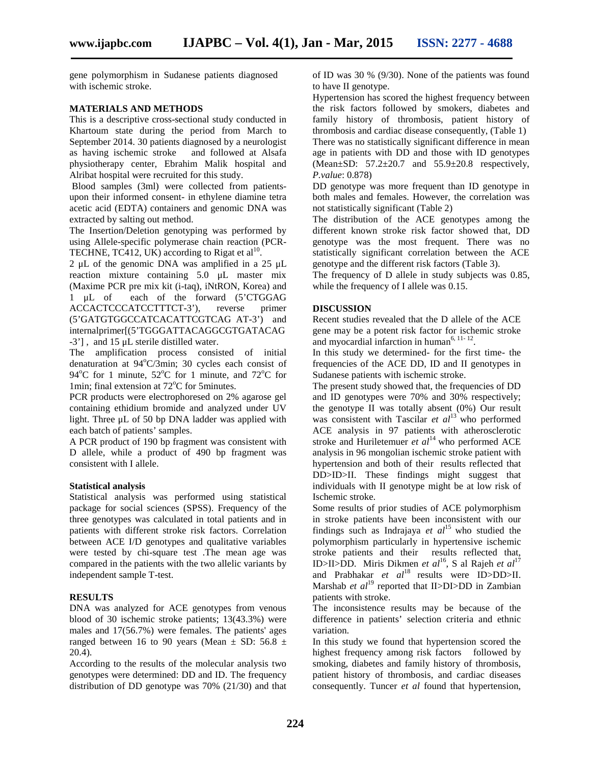gene polymorphism in Sudanese patients diagnosed with ischemic stroke.

## MATERIALS AND METHODS

This is a descriptive cross-sectional study conducted in Khartoum state during the period from March to September 2014. 30 patients diagnosed by a neurologist as having ischemic stroke and followed at Alsafa physiotherapy center, Ebrahim Malik hospital and Alribat hospital were recruited for this study.

Blood samples (3ml) were collected from patients- upon their informed consent- in ethylene diamine tetra acetic acid (EDTA) containers and genomic DNA was extracted by salting out method.

The Insertion/Deletion genotyping was performed by using Allele-specific polymerase chain reaction (PCR-TECHNE, TC412, UK) according to Rigat et al[10].

2 μL of the genomic DNA was amplified in a 25 μL reaction mixture containing 5.0 μL master mix (Maxime PCR pre mix kit (i-taq), iNtRON, Korea) and 1 μL of each of the forward (5'CTGGAG ACCACTCCCATCCTTTCT-3'), reverse primer (5'GATGTGGCCATCACATTCGTCAG AT-3') and internalprimer[(5'TGGGATTACAGGCGTGATACAG -3'] , and 15 μL sterile distilled water.

The amplification process consisted of initial denaturation at 94°C/3min; 30 cycles each consist of 94°C for 1 minute, 52°C for 1 minute, and 72°C for 1min; final extension at 72°C for 5minutes.

PCR products were electrophoresed on 2% agarose gel containing ethidium bromide and analyzed under UV light. Three μL of 50 bp DNA ladder was applied with each batch of patients' samples.

A PCR product of 190 bp fragment was consistent with D allele, while a product of 490 bp fragment was consistent with I allele.

### Statistical analysis

Statistical analysis was performed using statistical package for social sciences (SPSS). Frequency of the three genotypes was calculated in total patients and in patients with different stroke risk factors. Correlation between ACE I/D genotypes and qualitative variables were tested by chi-square test .The mean age was compared in the patients with the two allelic variants by independent sample T-test.

## RESULTS

DNA was analyzed for ACE genotypes from venous blood of 30 ischemic stroke patients; 13(43.3%) were males and 17(56.7%) were females. The patients' ages ranged between 16 to 90 years (Mean ± SD: 56.8 ± 20.4).

According to the results of the molecular analysis two genotypes were determined: DD and ID. The frequency distribution of DD genotype was 70% (21/30) and that of ID was 30 % (9/30). None of the patients was found to have II genotype.

Hypertension has scored the highest frequency between the risk factors followed by smokers, diabetes and family history of thrombosis, patient history of thrombosis and cardiac disease consequently, (Table 1)

There was no statistically significant difference in mean age in patients with DD and those with ID genotypes (Mean±SD: 57.2±20.7 and 55.9±20.8 respectively, *P.value*: 0.878)

DD genotype was more frequent than ID genotype in both males and females. However, the correlation was not statistically significant (Table 2)

The distribution of the ACE genotypes among the different known stroke risk factor showed that, DD genotype was the most frequent. There was no statistically significant correlation between the ACE genotype and the different risk factors (Table 3).

The frequency of D allele in study subjects was 0.85, while the frequency of I allele was 0.15.

## DISCUSSION

Recent studies revealed that the D allele of the ACE gene may be a potent risk factor for ischemic stroke and myocardial infarction in human[6, 11- 12].

In this study we determined- for the first time- the frequencies of the ACE DD, ID and II genotypes in Sudanese patients with ischemic stroke.

The present study showed that, the frequencies of DD and ID genotypes were 70% and 30% respectively; the genotype II was totally absent (0%) Our result was consistent with Tascilar *et al*[13] who performed ACE analysis in 97 patients with atherosclerotic stroke and Huriletemuer *et al*[14] who performed ACE analysis in 96 mongolian ischemic stroke patient with hypertension and both of their results reflected that DD>ID>II. These findings might suggest that individuals with II genotype might be at low risk of Ischemic stroke.

Some results of prior studies of ACE polymorphism in stroke patients have been inconsistent with our findings such as Indrajaya *et al*[15] who studied the polymorphism particularly in hypertensive ischemic stroke patients and their results reflected that, ID>II>DD. Miris Dikmen *et al*[16], S al Rajeh *et al*[17] and Prabhakar *et al*[18] results were ID>DD>II. Marshab *et al*[19] reported that II>DI>DD in Zambian patients with stroke.

The inconsistence results may be because of the difference in patients' selection criteria and ethnic variation.

In this study we found that hypertension scored the highest frequency among risk factors followed by smoking, diabetes and family history of thrombosis, patient history of thrombosis, and cardiac diseases consequently. Tuncer *et al* found that hypertension,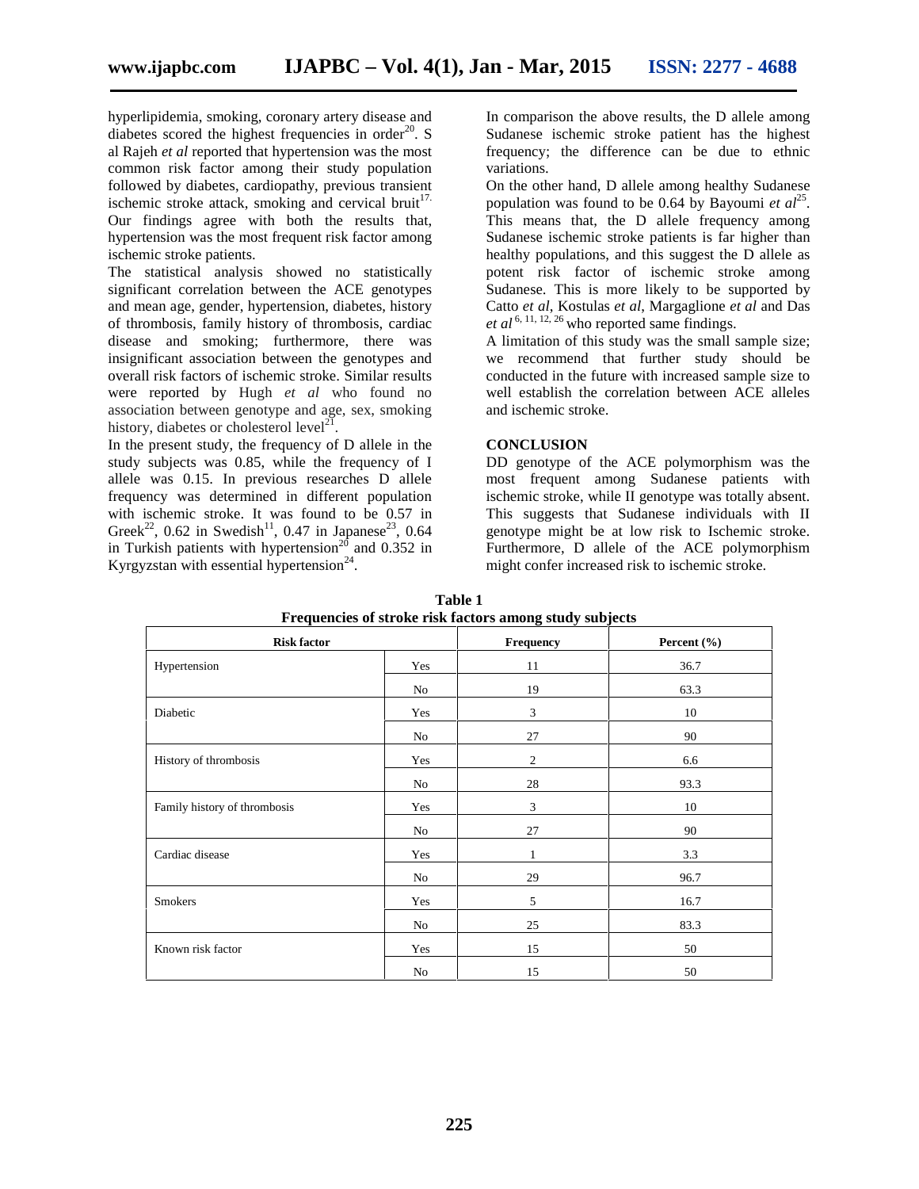hyperlipidemia, smoking, coronary artery disease and diabetes scored the highest frequencies in order[20]. S al Rajeh *et al* reported that hypertension was the most common risk factor among their study population followed by diabetes, cardiopathy, previous transient ischemic stroke attack, smoking and cervical bruit[17]. Our findings agree with both the results that, hypertension was the most frequent risk factor among ischemic stroke patients.

The statistical analysis showed no statistically significant correlation between the ACE genotypes and mean age, gender, hypertension, diabetes, history of thrombosis, family history of thrombosis, cardiac disease and smoking; furthermore, there was insignificant association between the genotypes and overall risk factors of ischemic stroke. Similar results were reported by Hugh *et al* who found no association between genotype and age, sex, smoking history, diabetes or cholesterol level[21].

In the present study, the frequency of D allele in the study subjects was 0.85, while the frequency of I allele was 0.15. In previous researches D allele frequency was determined in different population with ischemic stroke. It was found to be 0.57 in Greek[22], 0.62 in Swedish[11], 0.47 in Japanese[23], 0.64 in Turkish patients with hypertension[20] and 0.352 in Kyrgyzstan with essential hypertension[24].

In comparison the above results, the D allele among Sudanese ischemic stroke patient has the highest frequency; the difference can be due to ethnic variations.

On the other hand, D allele among healthy Sudanese population was found to be 0.64 by Bayoumi *et al*[25]. This means that, the D allele frequency among Sudanese ischemic stroke patients is far higher than healthy populations, and this suggest the D allele as potent risk factor of ischemic stroke among Sudanese. This is more likely to be supported by Catto *et al*, Kostulas *et al*, Margaglione *et al* and Das *et al*[6, 11, 12, 26] who reported same findings.

A limitation of this study was the small sample size; we recommend that further study should be conducted in the future with increased sample size to well establish the correlation between ACE alleles and ischemic stroke.

## CONCLUSION

DD genotype of the ACE polymorphism was the most frequent among Sudanese patients with ischemic stroke, while II genotype was totally absent. This suggests that Sudanese individuals with II genotype might be at low risk to Ischemic stroke. Furthermore, D allele of the ACE polymorphism might confer increased risk to ischemic stroke.

**Table 1**
**Frequencies of stroke risk factors among study subjects**

| Risk factor | | Frequency | Percent (%) |
|---|---|---|---|
| Hypertension | Yes | 11 | 36.7 |
| | No | 19 | 63.3 |
| Diabetic | Yes | 3 | 10 |
| | No | 27 | 90 |
| History of thrombosis | Yes | 2 | 6.6 |
| | No | 28 | 93.3 |
| Family history of thrombosis | Yes | 3 | 10 |
| | No | 27 | 90 |
| Cardiac disease | Yes | 1 | 3.3 |
| | No | 29 | 96.7 |
| Smokers | Yes | 5 | 16.7 |
| | No | 25 | 83.3 |
| Known risk factor | Yes | 15 | 50 |
| | No | 15 | 50 |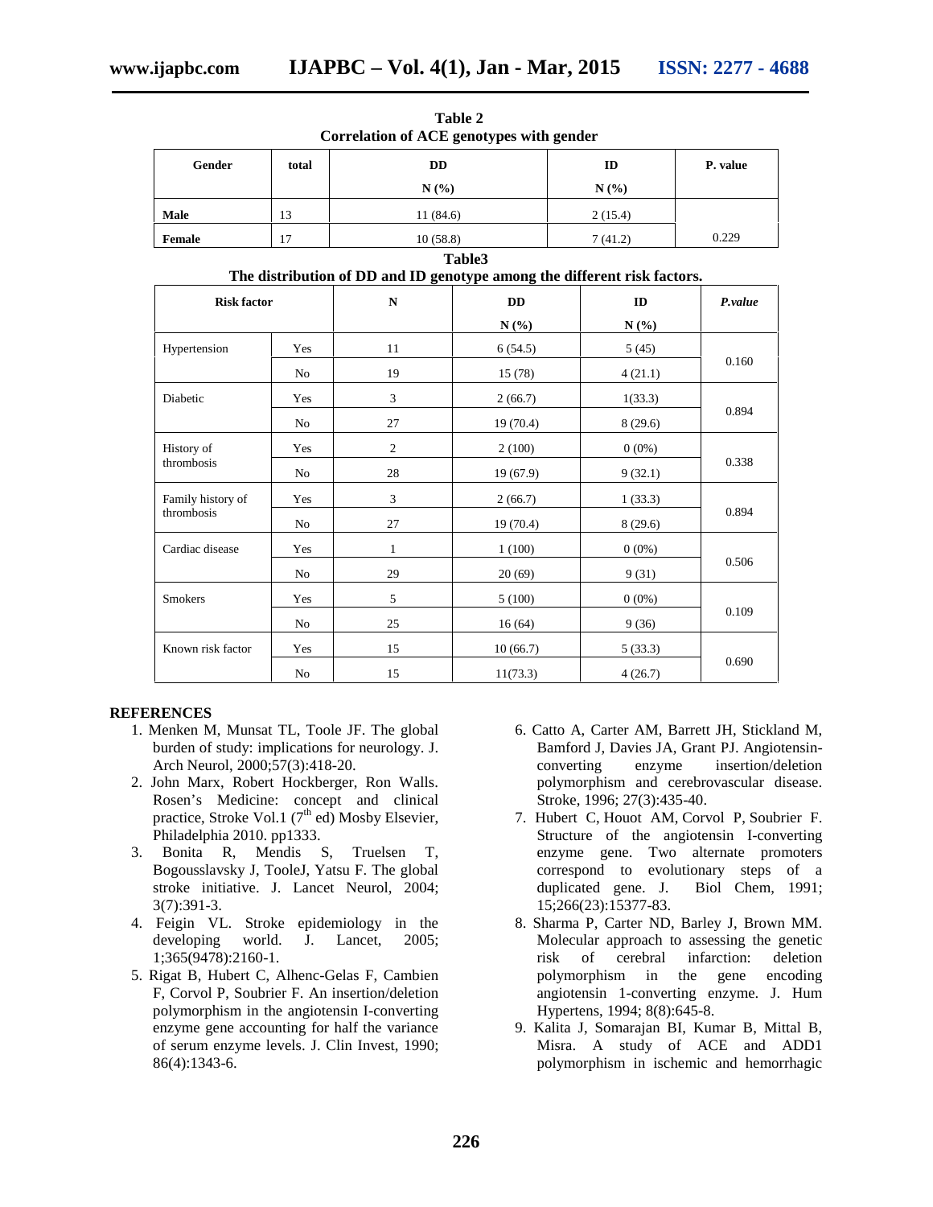**Table 2**
**Correlation of ACE genotypes with gender**

| Gender | total | DD N (%) | ID N (%) | P. value |
|---|---|---|---|---|
| Male | 13 | 11 (84.6) | 2 (15.4) | |
| Female | 17 | 10 (58.8) | 7 (41.2) | 0.229 |

**Table3**
**The distribution of DD and ID genotype among the different risk factors.**

| Risk factor | | N | DD N (%) | ID N (%) | *P.value* |
|---|---|---|---|---|---|
| Hypertension | Yes | 11 | 6 (54.5) | 5 (45) | 0.160 |
| | No | 19 | 15 (78) | 4 (21.1) | |
| Diabetic | Yes | 3 | 2 (66.7) | 1(33.3) | 0.894 |
| | No | 27 | 19 (70.4) | 8 (29.6) | |
| History of thrombosis | Yes | 2 | 2 (100) | 0 (0%) | 0.338 |
| | No | 28 | 19 (67.9) | 9 (32.1) | |
| Family history of thrombosis | Yes | 3 | 2 (66.7) | 1 (33.3) | 0.894 |
| | No | 27 | 19 (70.4) | 8 (29.6) | |
| Cardiac disease | Yes | 1 | 1 (100) | 0 (0%) | 0.506 |
| | No | 29 | 20 (69) | 9 (31) | |
| Smokers | Yes | 5 | 5 (100) | 0 (0%) | 0.109 |
| | No | 25 | 16 (64) | 9 (36) | |
| Known risk factor | Yes | 15 | 10 (66.7) | 5 (33.3) | 0.690 |
| | No | 15 | 11(73.3) | 4 (26.7) | |

## REFERENCES

1. Menken M, Munsat TL, Toole JF. The global burden of study: implications for neurology. J. Arch Neurol, 2000;57(3):418-20.
2. John Marx, Robert Hockberger, Ron Walls. Rosen's Medicine: concept and clinical practice, Stroke Vol.1 (7th ed) Mosby Elsevier, Philadelphia 2010. pp1333.
3. Bonita R, Mendis S, Truelsen T, Bogousslavsky J, TooleJ, Yatsu F. The global stroke initiative. J. Lancet Neurol, 2004; 3(7):391-3.
4. Feigin VL. Stroke epidemiology in the developing world. J. Lancet, 2005; 1;365(9478):2160-1.
5. Rigat B, Hubert C, Alhenc-Gelas F, Cambien F, Corvol P, Soubrier F. An insertion/deletion polymorphism in the angiotensin I-converting enzyme gene accounting for half the variance of serum enzyme levels. J. Clin Invest, 1990; 86(4):1343-6.
6. Catto A, Carter AM, Barrett JH, Stickland M, Bamford J, Davies JA, Grant PJ. Angiotensin-converting enzyme insertion/deletion polymorphism and cerebrovascular disease. Stroke, 1996; 27(3):435-40.
7. Hubert C, Houot AM, Corvol P, Soubrier F. Structure of the angiotensin I-converting enzyme gene. Two alternate promoters correspond to evolutionary steps of a duplicated gene. J. Biol Chem, 1991; 15;266(23):15377-83.
8. Sharma P, Carter ND, Barley J, Brown MM. Molecular approach to assessing the genetic risk of cerebral infarction: deletion polymorphism in the gene encoding angiotensin 1-converting enzyme. J. Hum Hypertens, 1994; 8(8):645-8.
9. Kalita J, Somarajan BI, Kumar B, Mittal B, Misra. A study of ACE and ADD1 polymorphism in ischemic and hemorrhagic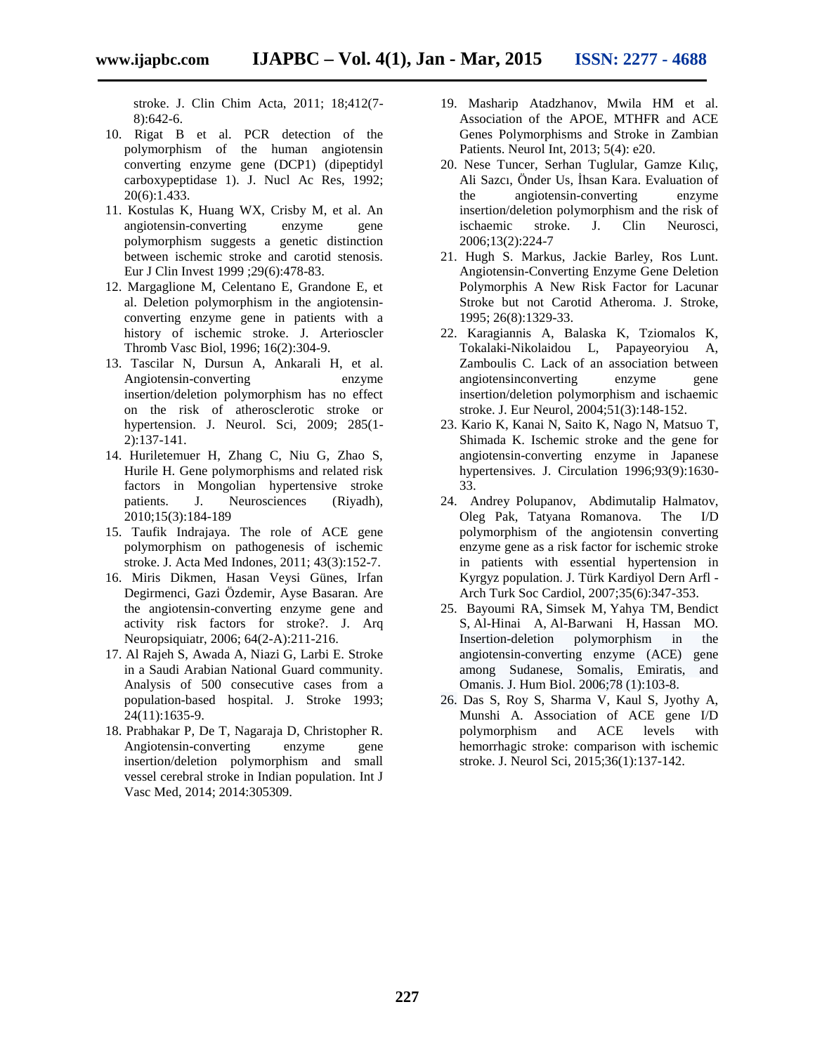stroke. J. Clin Chim Acta, 2011; 18;412(7-8):642-6.

10. Rigat B et al. PCR detection of the polymorphism of the human angiotensin converting enzyme gene (DCP1) (dipeptidyl carboxypeptidase 1). J. Nucl Ac Res, 1992; 20(6):1.433.
11. Kostulas K, Huang WX, Crisby M, et al. An angiotensin-converting enzyme gene polymorphism suggests a genetic distinction between ischemic stroke and carotid stenosis. Eur J Clin Invest 1999 ;29(6):478-83.
12. Margaglione M, Celentano E, Grandone E, et al. Deletion polymorphism in the angiotensin-converting enzyme gene in patients with a history of ischemic stroke. J. Arterioscler Thromb Vasc Biol, 1996; 16(2):304-9.
13. Tascilar N, Dursun A, Ankarali H, et al. Angiotensin-converting enzyme insertion/deletion polymorphism has no effect on the risk of atherosclerotic stroke or hypertension. J. Neurol. Sci, 2009; 285(1-2):137-141.
14. Huriletemuer H, Zhang C, Niu G, Zhao S, Hurile H. Gene polymorphisms and related risk factors in Mongolian hypertensive stroke patients. J. Neurosciences (Riyadh), 2010;15(3):184-189
15. Taufik Indrajaya. The role of ACE gene polymorphism on pathogenesis of ischemic stroke. J. Acta Med Indones, 2011; 43(3):152-7.
16. Miris Dikmen, Hasan Veysi Günes, Irfan Degirmenci, Gazi Özdemir, Ayse Basaran. Are the angiotensin-converting enzyme gene and activity risk factors for stroke?. J. Arq Neuropsiquiatr, 2006; 64(2-A):211-216.
17. Al Rajeh S, Awada A, Niazi G, Larbi E. Stroke in a Saudi Arabian National Guard community. Analysis of 500 consecutive cases from a population-based hospital. J. Stroke 1993; 24(11):1635-9.
18. Prabhakar P, De T, Nagaraja D, Christopher R. Angiotensin-converting enzyme gene insertion/deletion polymorphism and small vessel cerebral stroke in Indian population. Int J Vasc Med, 2014; 2014:305309.
19. Masharip Atadzhanov, Mwila HM et al. Association of the APOE, MTHFR and ACE Genes Polymorphisms and Stroke in Zambian Patients. Neurol Int, 2013; 5(4): e20.
20. Nese Tuncer, Serhan Tuglular, Gamze Kılıç, Ali Sazcı, Önder Us, İhsan Kara. Evaluation of the angiotensin-converting enzyme insertion/deletion polymorphism and the risk of ischaemic stroke. J. Clin Neurosci, 2006;13(2):224-7
21. Hugh S. Markus, Jackie Barley, Ros Lunt. Angiotensin-Converting Enzyme Gene Deletion Polymorphis A New Risk Factor for Lacunar Stroke but not Carotid Atheroma. J. Stroke, 1995; 26(8):1329-33.
22. Karagiannis A, Balaska K, Tziomalos K, Tokalaki-Nikolaidou L, Papayeoryiou A, Zamboulis C. Lack of an association between angiotensinconverting enzyme gene insertion/deletion polymorphism and ischaemic stroke. J. Eur Neurol, 2004;51(3):148-152.
23. Kario K, Kanai N, Saito K, Nago N, Matsuo T, Shimada K. Ischemic stroke and the gene for angiotensin-converting enzyme in Japanese hypertensives. J. Circulation 1996;93(9):1630-33.
24. Andrey Polupanov, Abdimutalip Halmatov, Oleg Pak, Tatyana Romanova. The I/D polymorphism of the angiotensin converting enzyme gene as a risk factor for ischemic stroke in patients with essential hypertension in Kyrgyz population. J. Türk Kardiyol Dern Arfl - Arch Turk Soc Cardiol, 2007;35(6):347-353.
25. Bayoumi RA, Simsek M, Yahya TM, Bendict S, Al-Hinai A, Al-Barwani H, Hassan MO. Insertion-deletion polymorphism in the angiotensin-converting enzyme (ACE) gene among Sudanese, Somalis, Emiratis, and Omanis. J. Hum Biol. 2006;78 (1):103-8.
26. Das S, Roy S, Sharma V, Kaul S, Jyothy A, Munshi A. Association of ACE gene I/D polymorphism and ACE levels with hemorrhagic stroke: comparison with ischemic stroke. J. Neurol Sci, 2015;36(1):137-142.